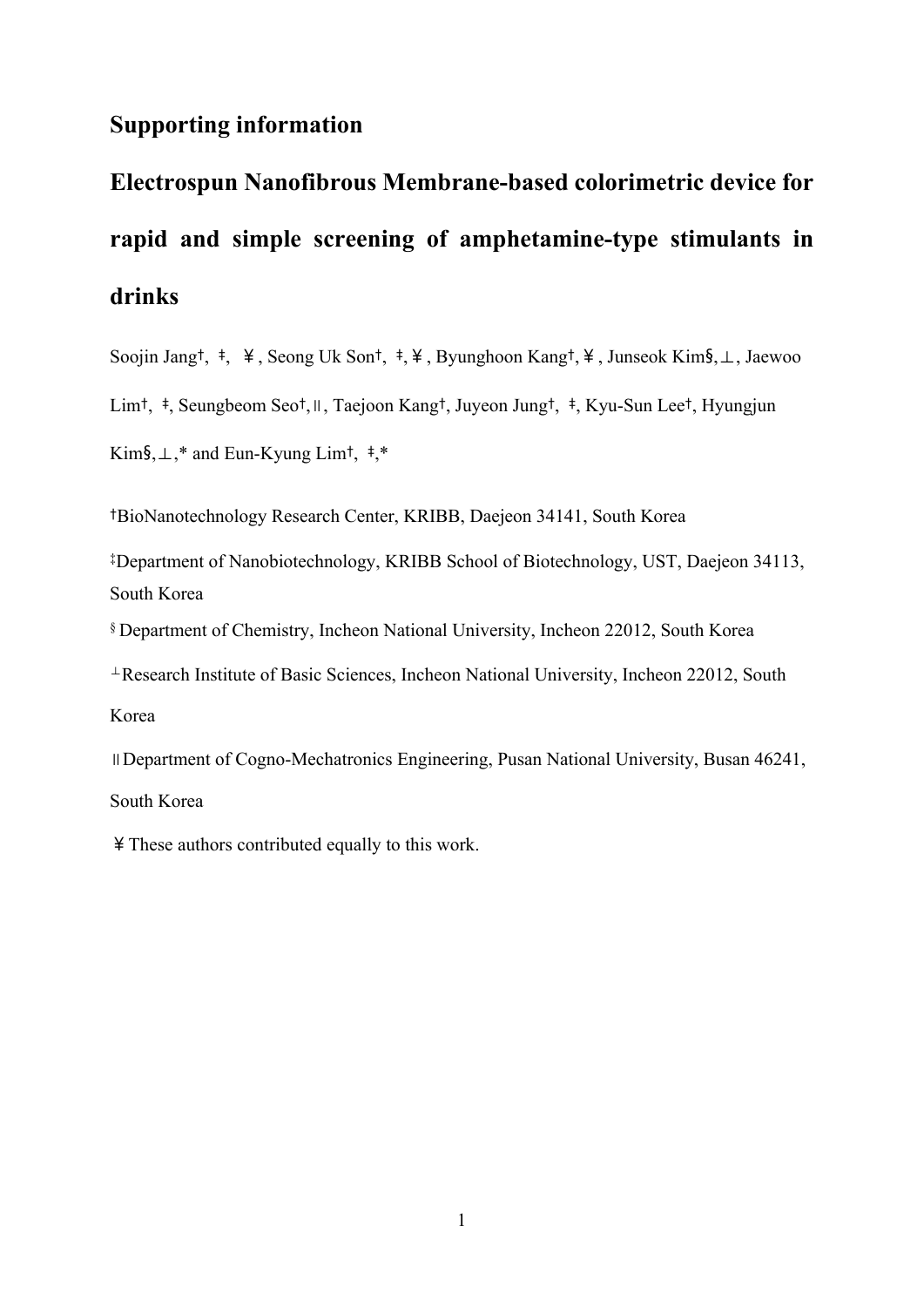# Supporting information

# Electrospun Nanofibrous Membrane-based colorimetric device for rapid and simple screening of amphetamine-type stimulants in drinks

Soojin Jang[†, ‡, ¥], Seong Uk Son[†, ‡, ¥], Byunghoon Kang[†, ¥], Junseok Kim[§, ⊥], Jaewoo Lim[†, ‡], Seungbeom Seo[†, ॥], Taejoon Kang[†], Juyeon Jung[†, ‡], Kyu-Sun Lee[†], Hyungjun Kim[§, ⊥, *] and Eun-Kyung Lim[†, ‡, *]

[†]BioNanotechnology Research Center, KRIBB, Daejeon 34141, South Korea

[‡]Department of Nanobiotechnology, KRIBB School of Biotechnology, UST, Daejeon 34113, South Korea

[§]Department of Chemistry, Incheon National University, Incheon 22012, South Korea

[⊥]Research Institute of Basic Sciences, Incheon National University, Incheon 22012, South Korea

[॥]Department of Cogno-Mechatronics Engineering, Pusan National University, Busan 46241, South Korea

[¥]These authors contributed equally to this work.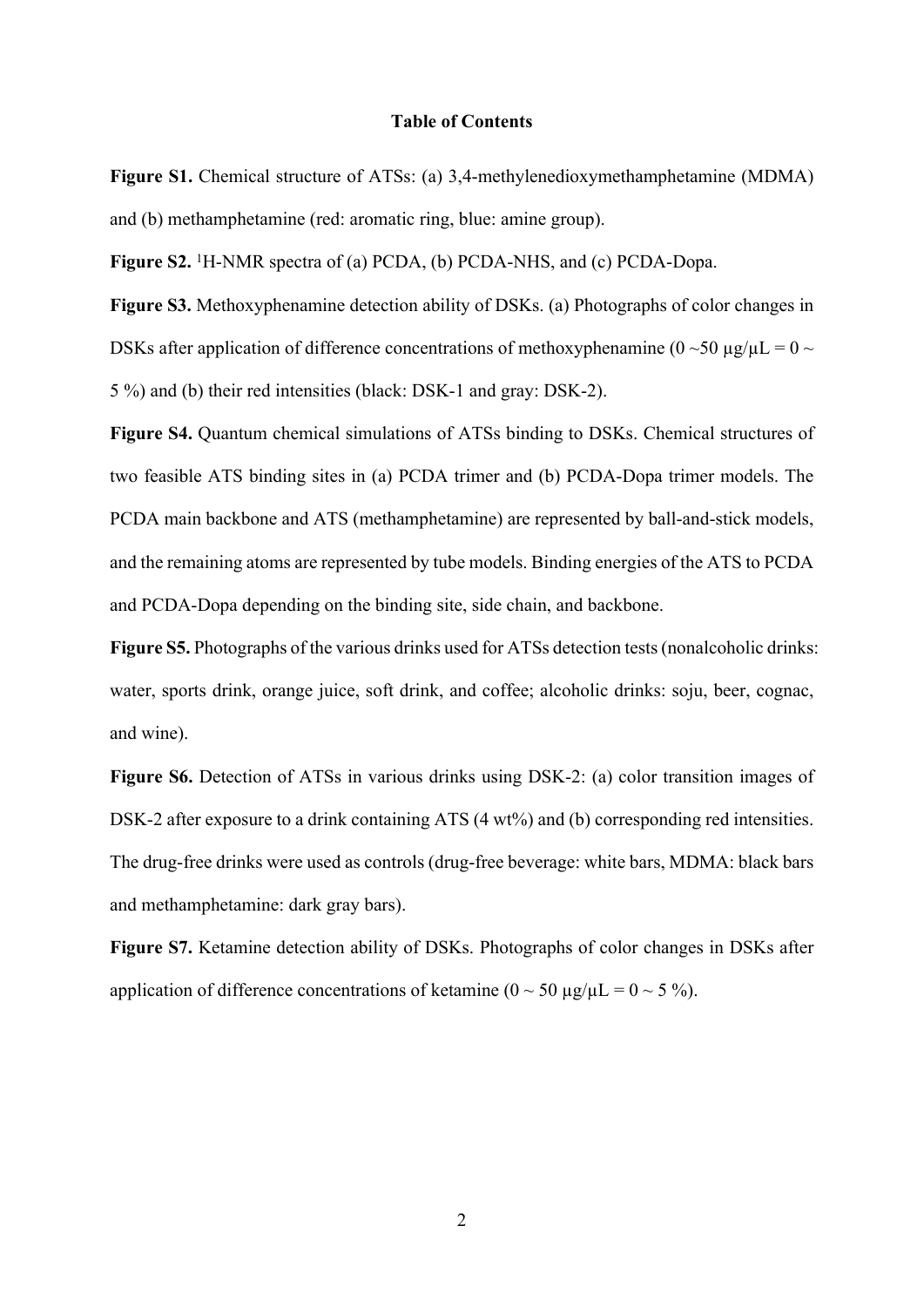## Table of Contents

**Figure S1.** Chemical structure of ATSs: (a) 3,4-methylenedioxymethamphetamine (MDMA) and (b) methamphetamine (red: aromatic ring, blue: amine group).

**Figure S2.** $^{1}$H-NMR spectra of (a) PCDA, (b) PCDA-NHS, and (c) PCDA-Dopa.

**Figure S3.** Methoxyphenamine detection ability of DSKs. (a) Photographs of color changes in DSKs after application of difference concentrations of methoxyphenamine (0 ~50 μg/μL = 0 ~ 5 %) and (b) their red intensities (black: DSK-1 and gray: DSK-2).

**Figure S4.** Quantum chemical simulations of ATSs binding to DSKs. Chemical structures of two feasible ATS binding sites in (a) PCDA trimer and (b) PCDA-Dopa trimer models. The PCDA main backbone and ATS (methamphetamine) are represented by ball-and-stick models, and the remaining atoms are represented by tube models. Binding energies of the ATS to PCDA and PCDA-Dopa depending on the binding site, side chain, and backbone.

**Figure S5.** Photographs of the various drinks used for ATSs detection tests (nonalcoholic drinks: water, sports drink, orange juice, soft drink, and coffee; alcoholic drinks: soju, beer, cognac, and wine).

**Figure S6.** Detection of ATSs in various drinks using DSK-2: (a) color transition images of DSK-2 after exposure to a drink containing ATS (4 wt%) and (b) corresponding red intensities. The drug-free drinks were used as controls (drug-free beverage: white bars, MDMA: black bars and methamphetamine: dark gray bars).

**Figure S7.** Ketamine detection ability of DSKs. Photographs of color changes in DSKs after application of difference concentrations of ketamine (0 ~ 50 μg/μL = 0 ~ 5 %).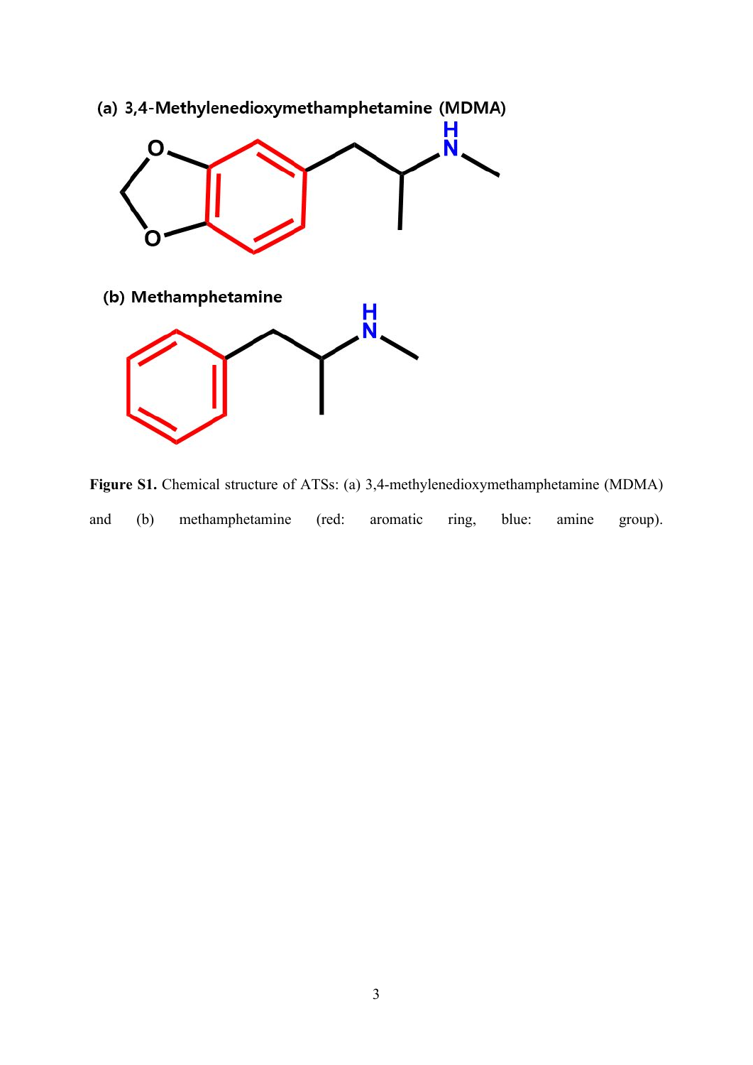(a) 3,4-Methylenedioxymethamphetamine (MDMA)

(b) Methamphetamine

**Figure S1.** Chemical structure of ATSs: (a) 3,4-methylenedioxymethamphetamine (MDMA) and (b) methamphetamine (red: aromatic ring, blue: amine group).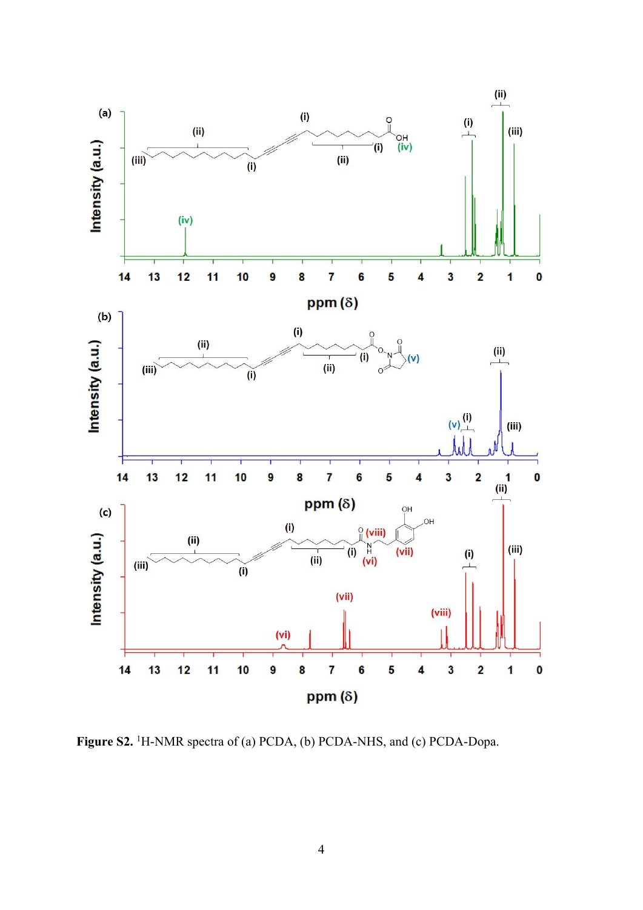**Figure S2.** [1]H-NMR spectra of (a) PCDA, (b) PCDA-NHS, and (c) PCDA-Dopa.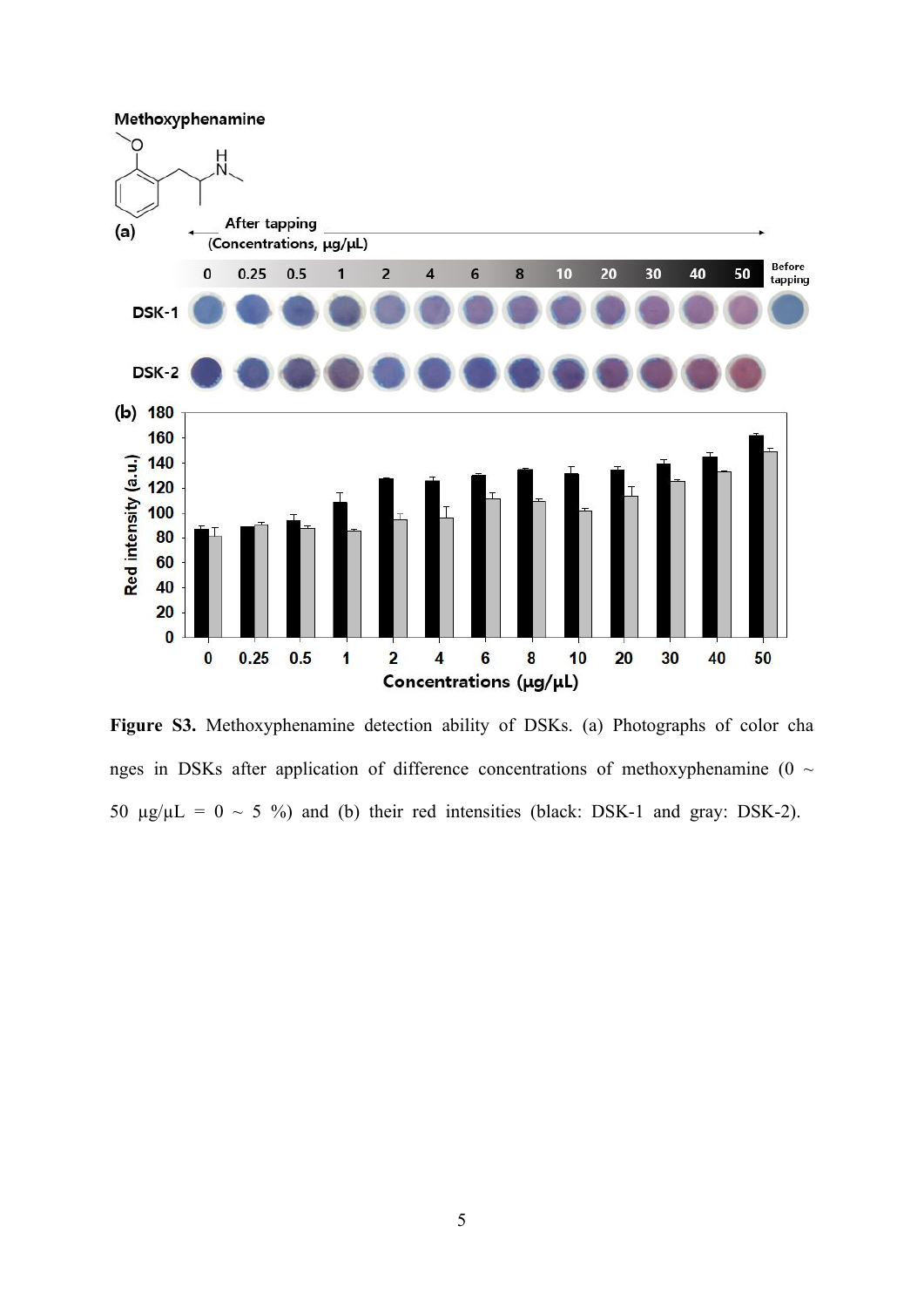**Figure S3.** Methoxyphenamine detection ability of DSKs. (a) Photographs of color changes in DSKs after application of difference concentrations of methoxyphenamine (0 ~ 50 μg/μL = 0 ~ 5 %) and (b) their red intensities (black: DSK-1 and gray: DSK-2).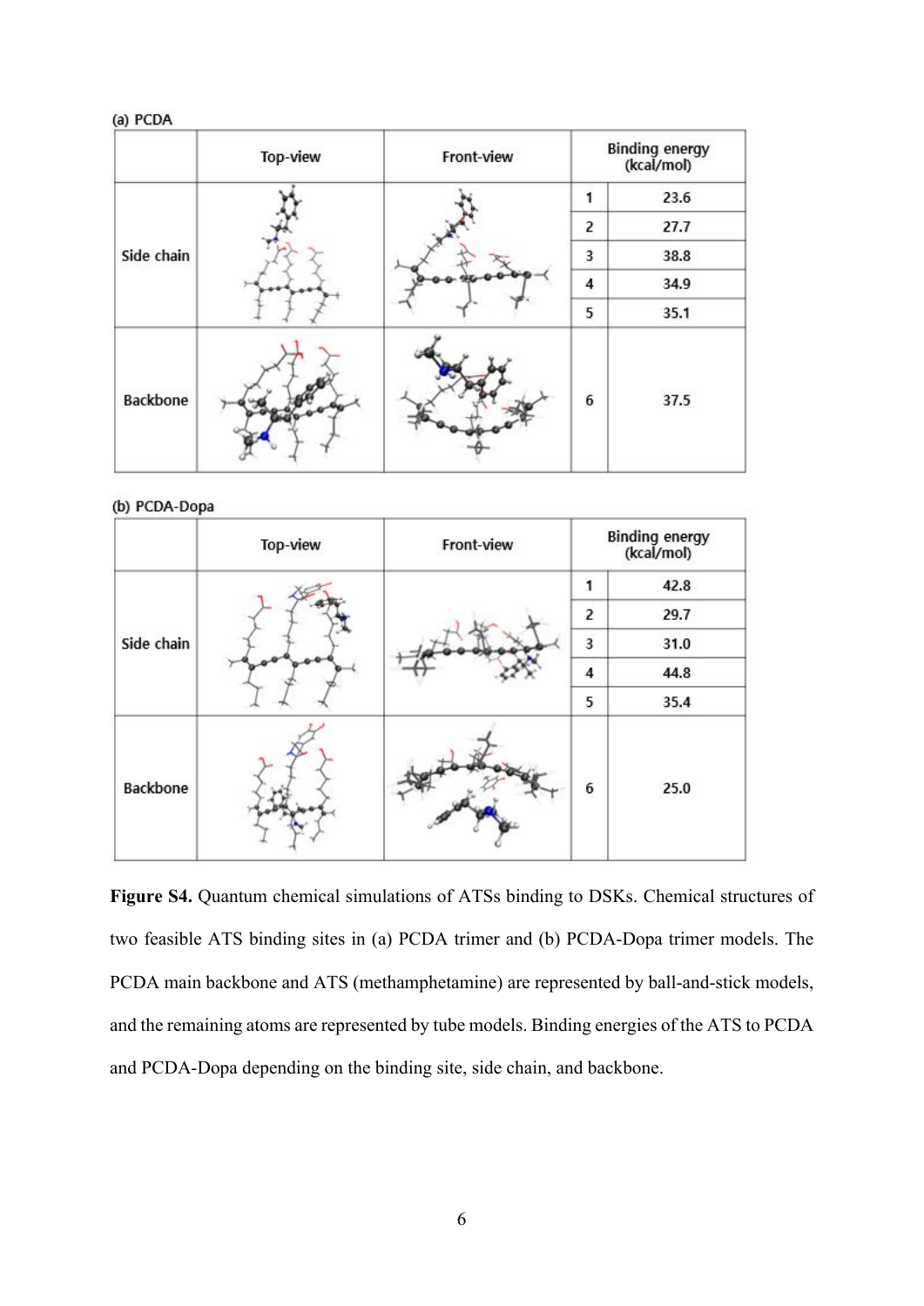(a) PCDA

| | Top-view | Front-view | Binding energy (kcal/mol) | |
|---|---|---|---|---|
| Side chain | | | 1 | 23.6 |
| | | | 2 | 27.7 |
| | | | 3 | 38.8 |
| | | | 4 | 34.9 |
| | | | 5 | 35.1 |
| Backbone | | | 6 | 37.5 |

(b) PCDA-Dopa

| | Top-view | Front-view | Binding energy (kcal/mol) | |
|---|---|---|---|---|
| Side chain | | | 1 | 42.8 |
| | | | 2 | 29.7 |
| | | | 3 | 31.0 |
| | | | 4 | 44.8 |
| | | | 5 | 35.4 |
| Backbone | | | 6 | 25.0 |

**Figure S4.** Quantum chemical simulations of ATSs binding to DSKs. Chemical structures of two feasible ATS binding sites in (a) PCDA trimer and (b) PCDA-Dopa trimer models. The PCDA main backbone and ATS (methamphetamine) are represented by ball-and-stick models, and the remaining atoms are represented by tube models. Binding energies of the ATS to PCDA and PCDA-Dopa depending on the binding site, side chain, and backbone.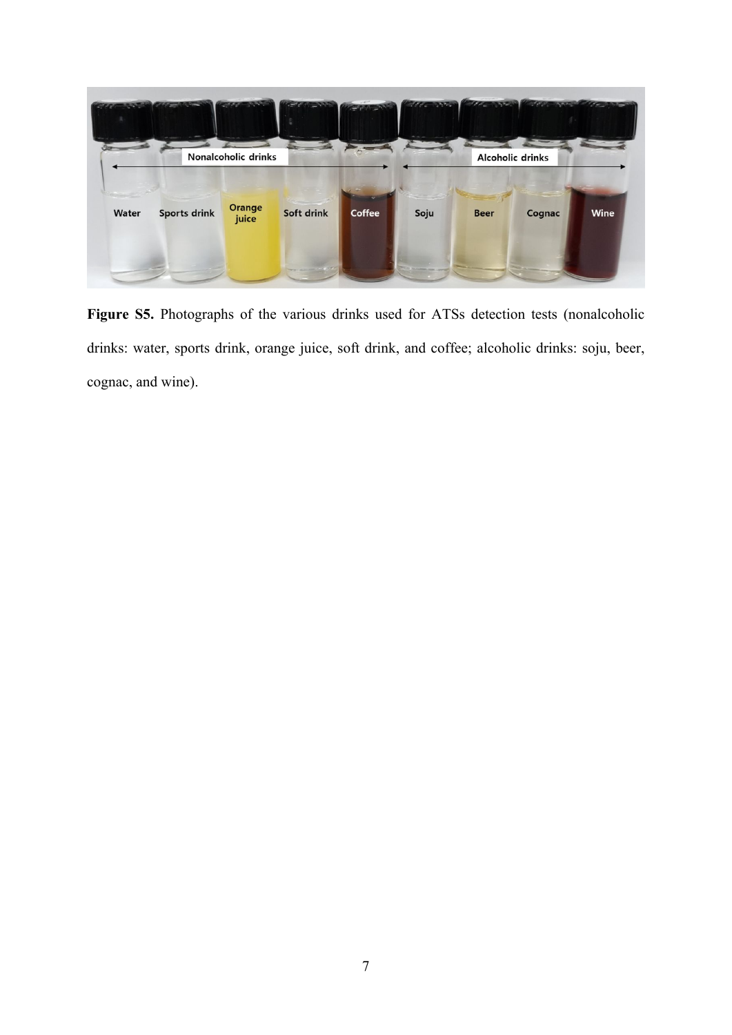**Figure S5.** Photographs of the various drinks used for ATSs detection tests (nonalcoholic drinks: water, sports drink, orange juice, soft drink, and coffee; alcoholic drinks: soju, beer, cognac, and wine).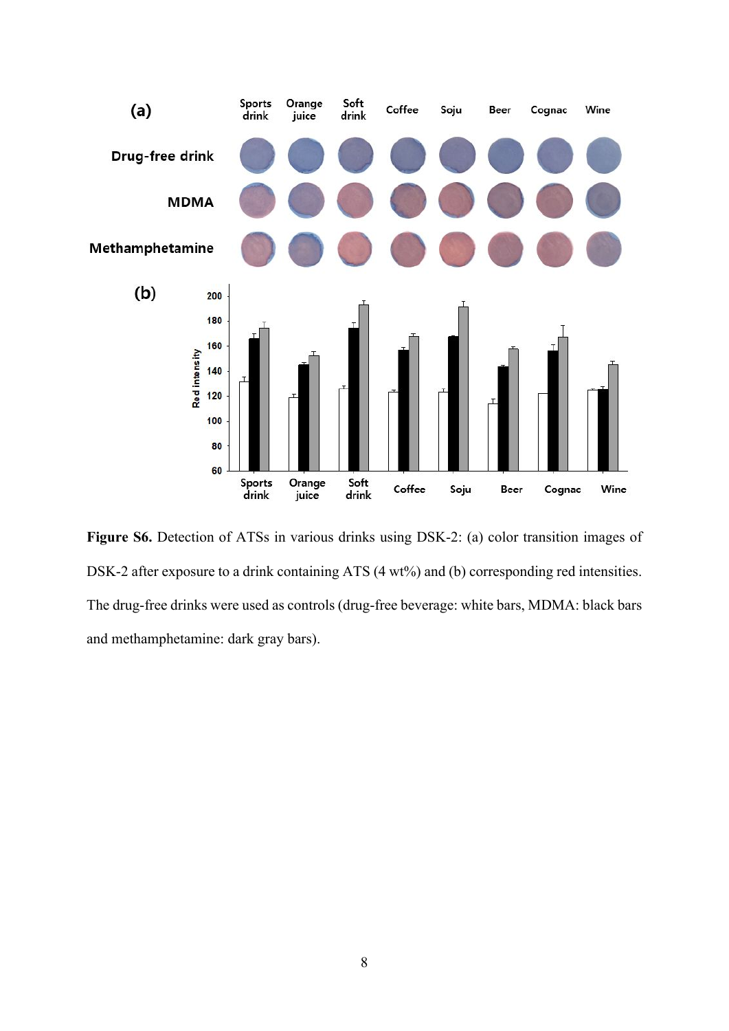**Figure S6.** Detection of ATSs in various drinks using DSK-2: (a) color transition images of DSK-2 after exposure to a drink containing ATS (4 wt%) and (b) corresponding red intensities. The drug-free drinks were used as controls (drug-free beverage: white bars, MDMA: black bars and methamphetamine: dark gray bars).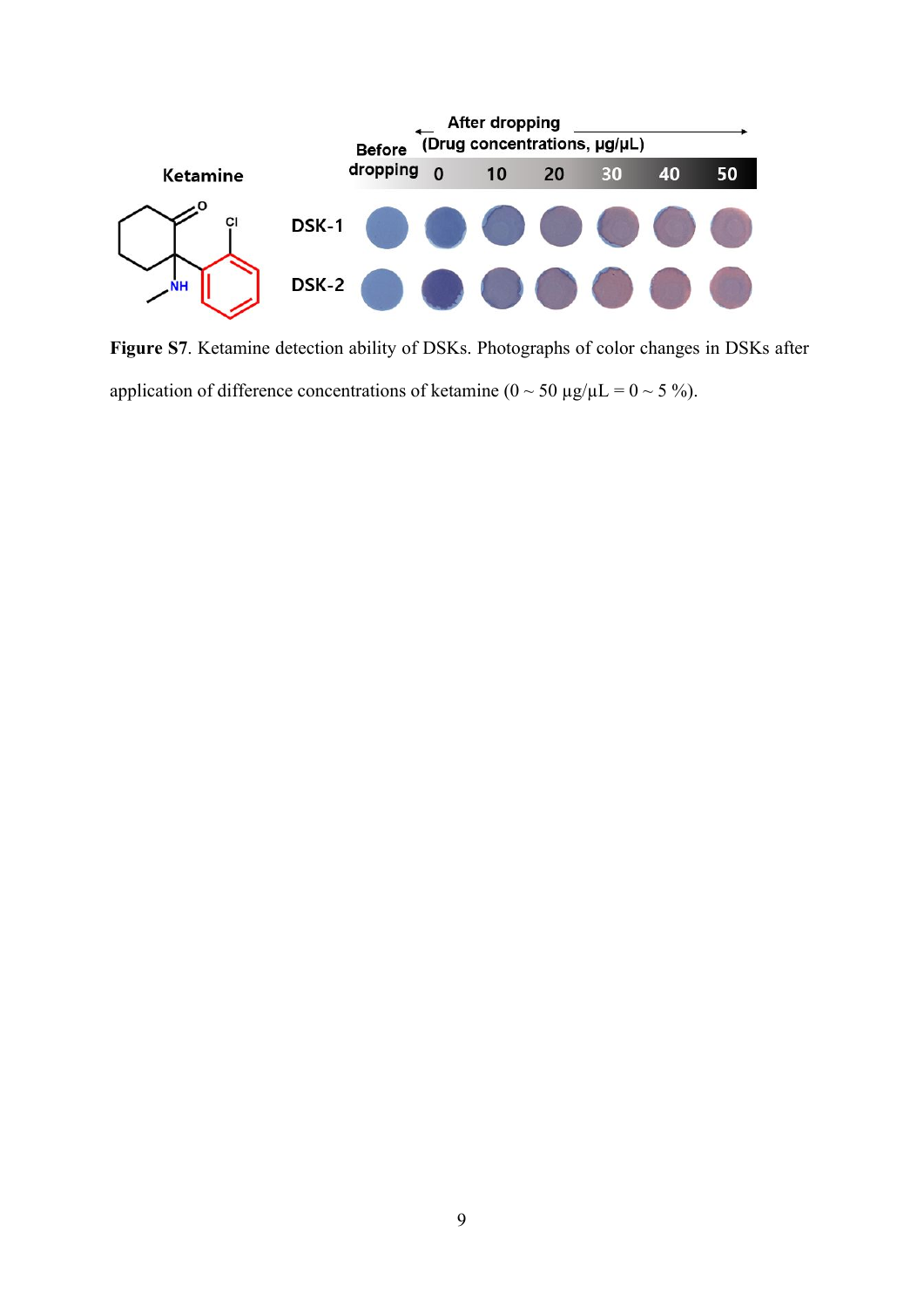Ketamine

Before dropping

After dropping (Drug concentrations, μg/μL)

0 10 20 30 40 50

DSK-1

DSK-2

**Figure S7**. Ketamine detection ability of DSKs. Photographs of color changes in DSKs after application of difference concentrations of ketamine (0 ~ 50 μg/μL = 0 ~ 5 %).